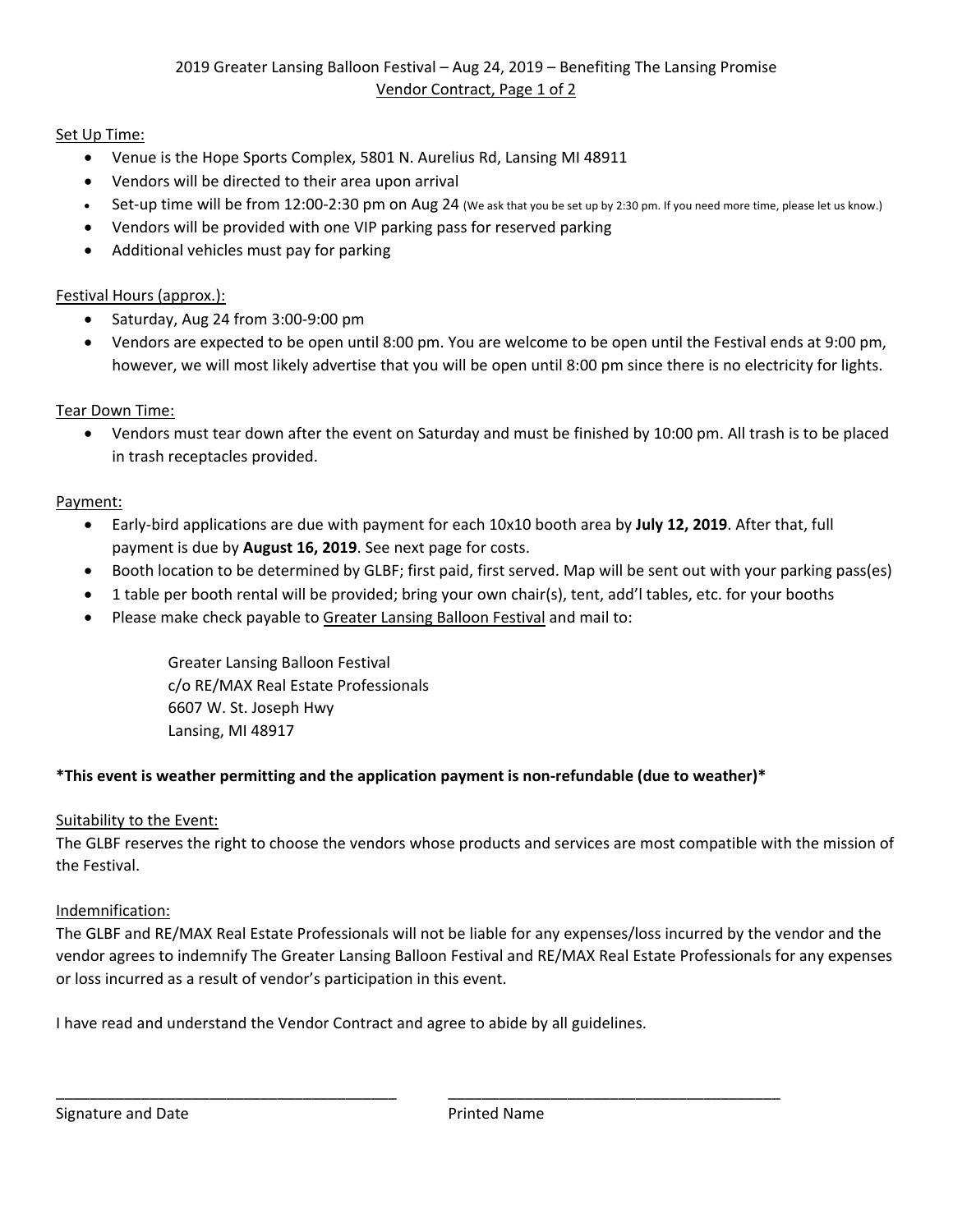# 2019 Greater Lansing Balloon Festival – Aug 24, 2019 – Benefiting The Lansing Promise

## Vendor Contract, Page 1 of 2

### Set Up Time:

- Venue is the Hope Sports Complex, 5801 N. Aurelius Rd, Lansing MI 48911
- Vendors will be directed to their area upon arrival
- Set-up time will be from 12:00-2:30 pm on Aug 24 (We ask that you be set up by 2:30 pm. If you need more time, please let us know.)
- Vendors will be provided with one VIP parking pass for reserved parking
- Additional vehicles must pay for parking

### Festival Hours (approx.):

- Saturday, Aug 24 from 3:00-9:00 pm
- Vendors are expected to be open until 8:00 pm. You are welcome to be open until the Festival ends at 9:00 pm, however, we will most likely advertise that you will be open until 8:00 pm since there is no electricity for lights.

### Tear Down Time:

- Vendors must tear down after the event on Saturday and must be finished by 10:00 pm. All trash is to be placed in trash receptacles provided.

### Payment:

- Early-bird applications are due with payment for each 10x10 booth area by **July 12, 2019**. After that, full payment is due by **August 16, 2019**. See next page for costs.
- Booth location to be determined by GLBF; first paid, first served. Map will be sent out with your parking pass(es)
- 1 table per booth rental will be provided; bring your own chair(s), tent, add'l tables, etc. for your booths
- Please make check payable to Greater Lansing Balloon Festival and mail to:

  Greater Lansing Balloon Festival
  c/o RE/MAX Real Estate Professionals
  6607 W. St. Joseph Hwy
  Lansing, MI 48917

**\*This event is weather permitting and the application payment is non-refundable (due to weather)\***

### Suitability to the Event:

The GLBF reserves the right to choose the vendors whose products and services are most compatible with the mission of the Festival.

### Indemnification:

The GLBF and RE/MAX Real Estate Professionals will not be liable for any expenses/loss incurred by the vendor and the vendor agrees to indemnify The Greater Lansing Balloon Festival and RE/MAX Real Estate Professionals for any expenses or loss incurred as a result of vendor's participation in this event.

I have read and understand the Vendor Contract and agree to abide by all guidelines.

\_\_\_\_\_\_\_\_\_\_\_\_\_\_\_\_\_\_\_\_\_\_\_\_\_\_\_\_\_\_\_\_\_\_\_\_\_\_\_\_ \_\_\_\_\_\_\_\_\_\_\_\_\_\_\_\_\_\_\_\_\_\_\_\_\_\_\_\_\_\_\_\_\_\_\_\_\_\_\_\_

Signature and Date Printed Name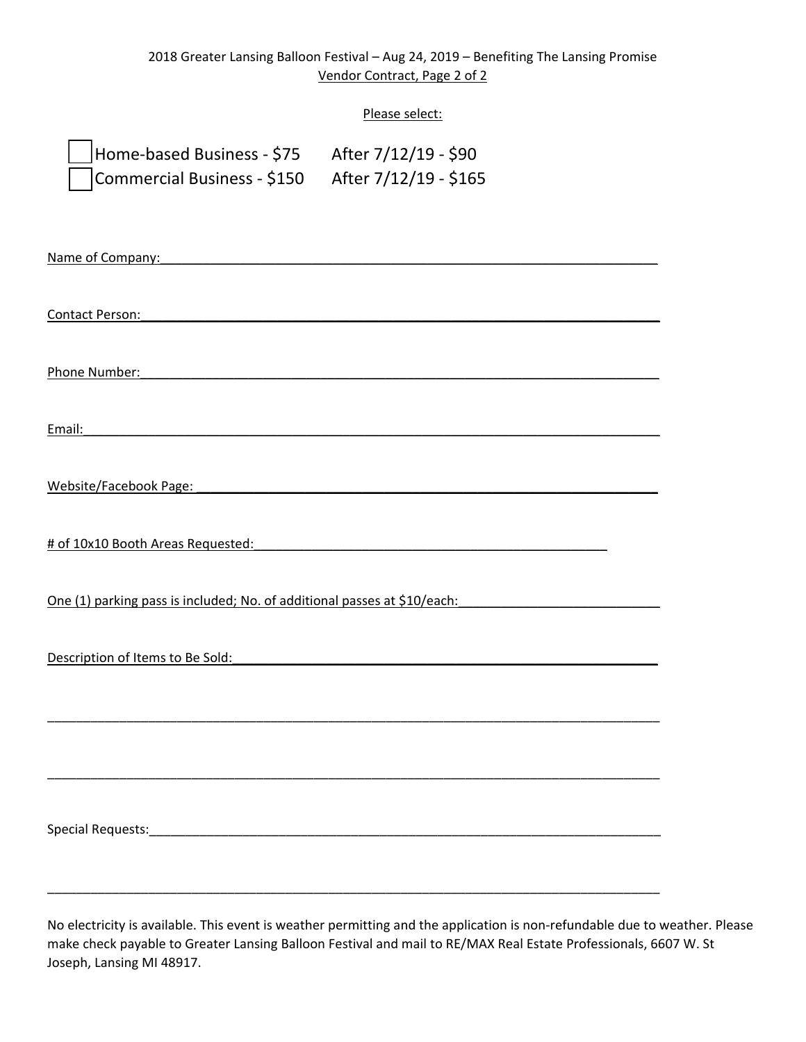2018 Greater Lansing Balloon Festival – Aug 24, 2019 – Benefiting The Lansing Promise

Vendor Contract, Page 2 of 2

Please select:

☐ Home-based Business - $75 After 7/12/19 - $90

☐ Commercial Business - $150 After 7/12/19 - $165

Name of Company:\_\_\_\_\_\_\_\_\_\_\_\_\_\_\_\_\_\_\_\_\_\_\_\_\_\_\_\_\_\_\_\_\_\_\_\_\_\_\_\_\_\_\_\_\_\_\_\_\_\_\_\_\_\_\_\_\_\_\_\_

Contact Person:\_\_\_\_\_\_\_\_\_\_\_\_\_\_\_\_\_\_\_\_\_\_\_\_\_\_\_\_\_\_\_\_\_\_\_\_\_\_\_\_\_\_\_\_\_\_\_\_\_\_\_\_\_\_\_\_\_\_\_\_\_

Phone Number:\_\_\_\_\_\_\_\_\_\_\_\_\_\_\_\_\_\_\_\_\_\_\_\_\_\_\_\_\_\_\_\_\_\_\_\_\_\_\_\_\_\_\_\_\_\_\_\_\_\_\_\_\_\_\_\_\_\_\_\_\_

Email:\_\_\_\_\_\_\_\_\_\_\_\_\_\_\_\_\_\_\_\_\_\_\_\_\_\_\_\_\_\_\_\_\_\_\_\_\_\_\_\_\_\_\_\_\_\_\_\_\_\_\_\_\_\_\_\_\_\_\_\_\_\_\_\_\_\_\_\_

Website/Facebook Page: \_\_\_\_\_\_\_\_\_\_\_\_\_\_\_\_\_\_\_\_\_\_\_\_\_\_\_\_\_\_\_\_\_\_\_\_\_\_\_\_\_\_\_\_\_\_\_\_\_\_\_\_\_\_

# of 10x10 Booth Areas Requested:\_\_\_\_\_\_\_\_\_\_\_\_\_\_\_\_\_\_\_\_\_\_\_\_\_\_\_\_\_\_\_\_\_\_\_\_\_\_\_\_\_\_

One (1) parking pass is included; No. of additional passes at $10/each:\_\_\_\_\_\_\_\_\_\_\_\_\_\_\_\_\_\_\_\_\_\_\_

Description of Items to Be Sold:\_\_\_\_\_\_\_\_\_\_\_\_\_\_\_\_\_\_\_\_\_\_\_\_\_\_\_\_\_\_\_\_\_\_\_\_\_\_\_\_\_\_\_\_\_\_\_\_\_\_

\_\_\_\_\_\_\_\_\_\_\_\_\_\_\_\_\_\_\_\_\_\_\_\_\_\_\_\_\_\_\_\_\_\_\_\_\_\_\_\_\_\_\_\_\_\_\_\_\_\_\_\_\_\_\_\_\_\_\_\_\_\_\_\_\_\_\_\_\_\_\_\_\_\_

\_\_\_\_\_\_\_\_\_\_\_\_\_\_\_\_\_\_\_\_\_\_\_\_\_\_\_\_\_\_\_\_\_\_\_\_\_\_\_\_\_\_\_\_\_\_\_\_\_\_\_\_\_\_\_\_\_\_\_\_\_\_\_\_\_\_\_\_\_\_\_\_\_\_

Special Requests:\_\_\_\_\_\_\_\_\_\_\_\_\_\_\_\_\_\_\_\_\_\_\_\_\_\_\_\_\_\_\_\_\_\_\_\_\_\_\_\_\_\_\_\_\_\_\_\_\_\_\_\_\_\_\_\_\_\_\_\_

\_\_\_\_\_\_\_\_\_\_\_\_\_\_\_\_\_\_\_\_\_\_\_\_\_\_\_\_\_\_\_\_\_\_\_\_\_\_\_\_\_\_\_\_\_\_\_\_\_\_\_\_\_\_\_\_\_\_\_\_\_\_\_\_\_\_\_\_\_\_\_\_\_\_

No electricity is available. This event is weather permitting and the application is non-refundable due to weather. Please make check payable to Greater Lansing Balloon Festival and mail to RE/MAX Real Estate Professionals, 6607 W. St Joseph, Lansing MI 48917.